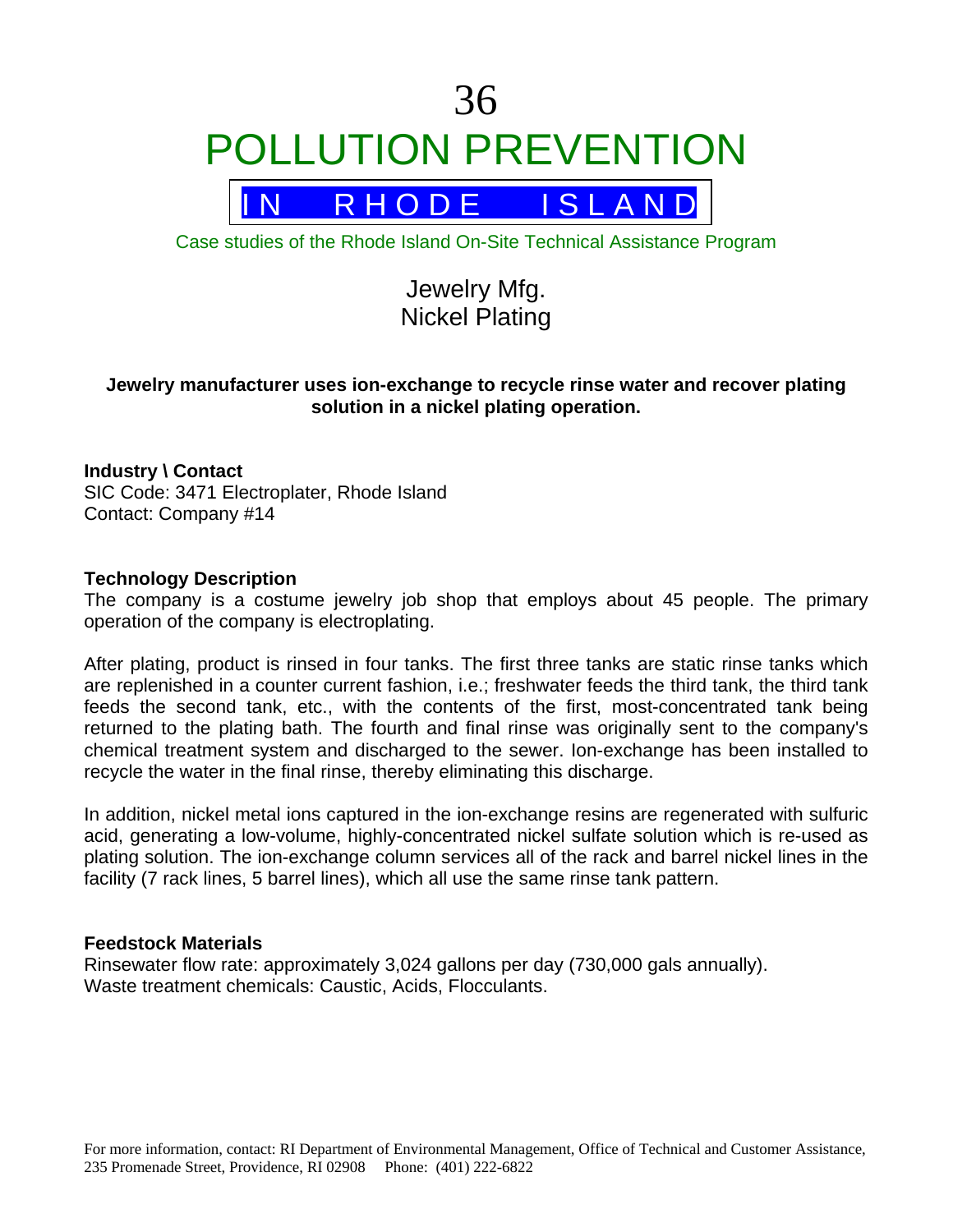36

# POLLUTION PREVENTION

## IN RHODE ISLAND

Case studies of the Rhode Island On-Site Technical Assistance Program

## Jewelry Mfg.
## Nickel Plating

**Jewelry manufacturer uses ion-exchange to recycle rinse water and recover plating solution in a nickel plating operation.**

**Industry \ Contact**
SIC Code: 3471 Electroplater, Rhode Island
Contact: Company #14

**Technology Description**
The company is a costume jewelry job shop that employs about 45 people. The primary operation of the company is electroplating.

After plating, product is rinsed in four tanks. The first three tanks are static rinse tanks which are replenished in a counter current fashion, i.e.; freshwater feeds the third tank, the third tank feeds the second tank, etc., with the contents of the first, most-concentrated tank being returned to the plating bath. The fourth and final rinse was originally sent to the company's chemical treatment system and discharged to the sewer. Ion-exchange has been installed to recycle the water in the final rinse, thereby eliminating this discharge.

In addition, nickel metal ions captured in the ion-exchange resins are regenerated with sulfuric acid, generating a low-volume, highly-concentrated nickel sulfate solution which is re-used as plating solution. The ion-exchange column services all of the rack and barrel nickel lines in the facility (7 rack lines, 5 barrel lines), which all use the same rinse tank pattern.

**Feedstock Materials**
Rinsewater flow rate: approximately 3,024 gallons per day (730,000 gals annually).
Waste treatment chemicals: Caustic, Acids, Flocculants.

For more information, contact: RI Department of Environmental Management, Office of Technical and Customer Assistance, 235 Promenade Street, Providence, RI 02908 Phone: (401) 222-6822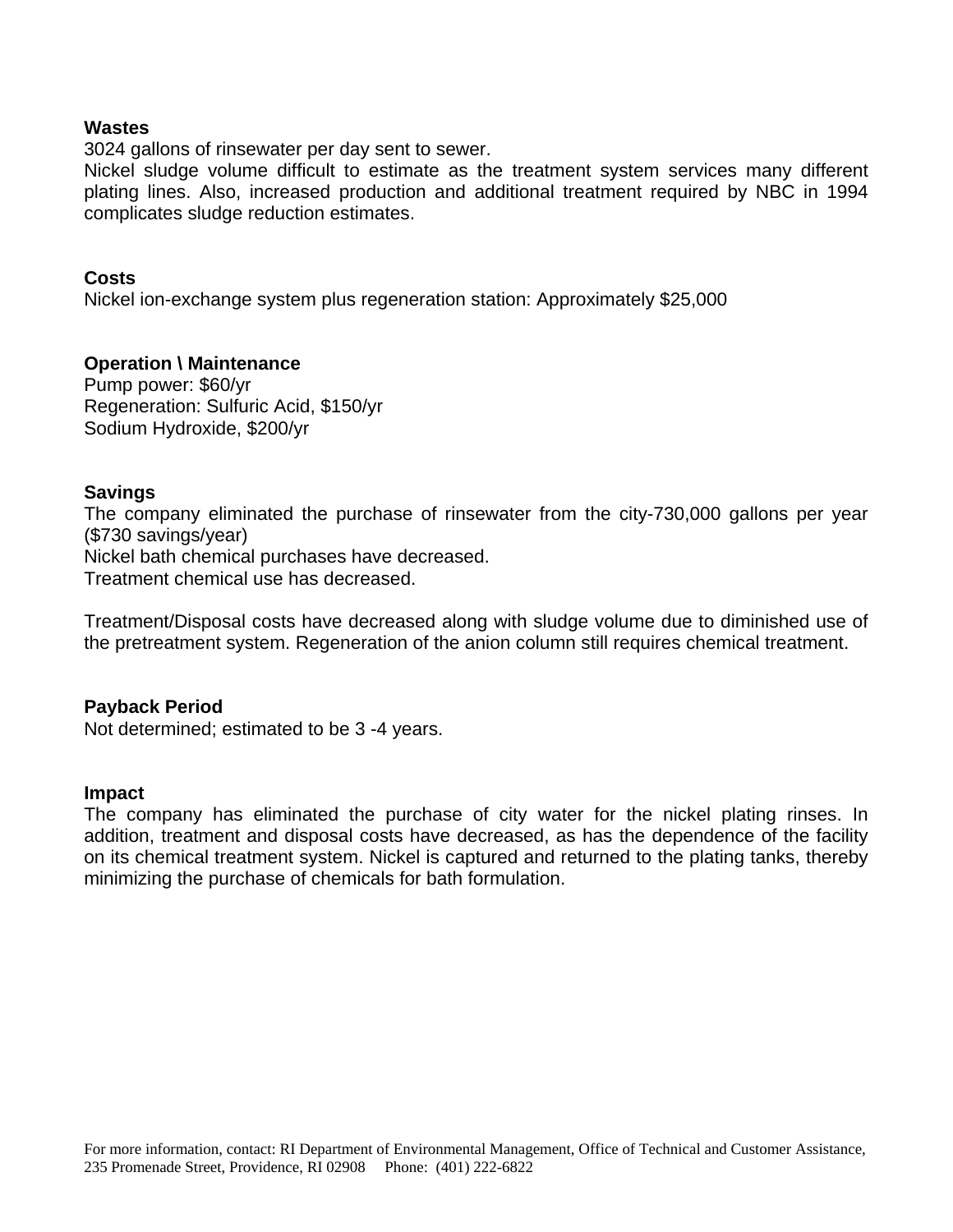**Wastes**

3024 gallons of rinsewater per day sent to sewer.

Nickel sludge volume difficult to estimate as the treatment system services many different plating lines. Also, increased production and additional treatment required by NBC in 1994 complicates sludge reduction estimates.

**Costs**

Nickel ion-exchange system plus regeneration station: Approximately $25,000

**Operation \ Maintenance**

Pump power: $60/yr

Regeneration: Sulfuric Acid, $150/yr

Sodium Hydroxide, $200/yr

**Savings**

The company eliminated the purchase of rinsewater from the city-730,000 gallons per year ($730 savings/year)

Nickel bath chemical purchases have decreased.

Treatment chemical use has decreased.

Treatment/Disposal costs have decreased along with sludge volume due to diminished use of the pretreatment system. Regeneration of the anion column still requires chemical treatment.

**Payback Period**

Not determined; estimated to be 3 -4 years.

**Impact**

The company has eliminated the purchase of city water for the nickel plating rinses. In addition, treatment and disposal costs have decreased, as has the dependence of the facility on its chemical treatment system. Nickel is captured and returned to the plating tanks, thereby minimizing the purchase of chemicals for bath formulation.

For more information, contact: RI Department of Environmental Management, Office of Technical and Customer Assistance, 235 Promenade Street, Providence, RI 02908 Phone: (401) 222-6822